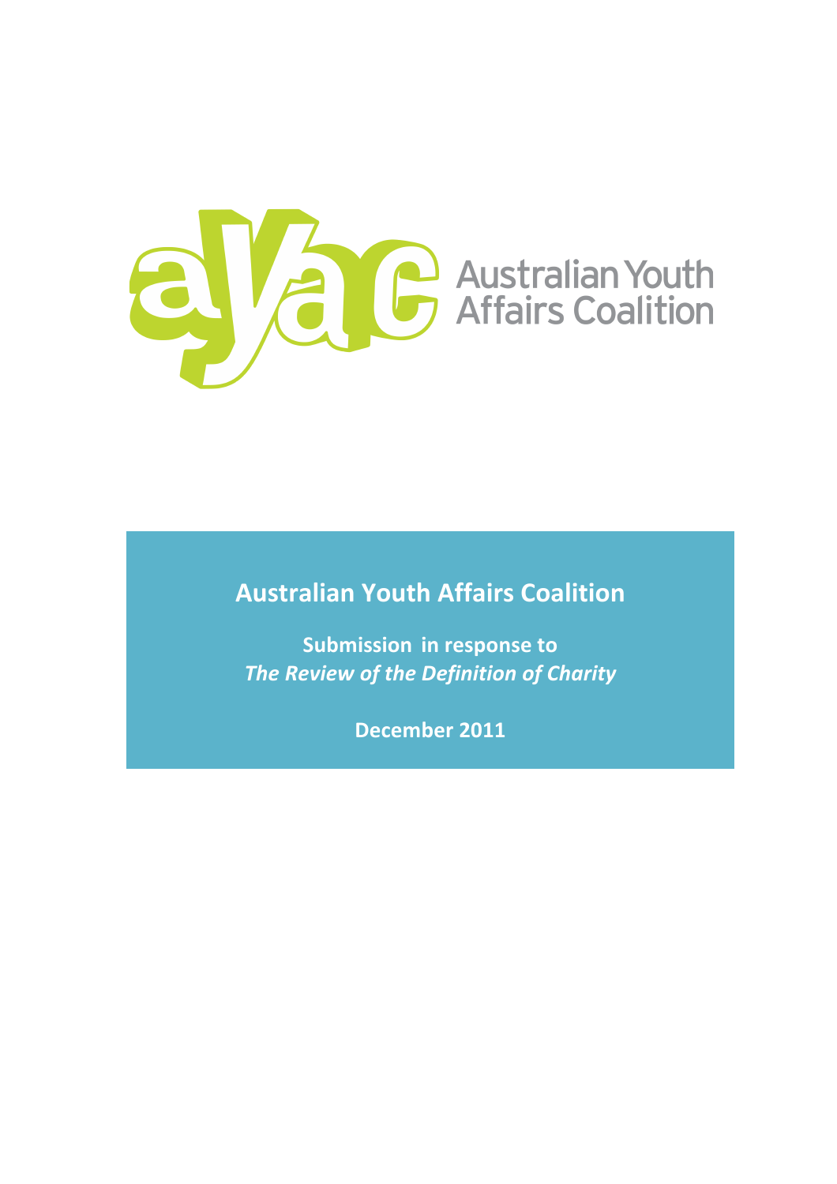Australian Youth Affairs Coalition

# Australian Youth Affairs Coalition

**Submission in response to**
***The Review of the Definition of Charity***

**December 2011**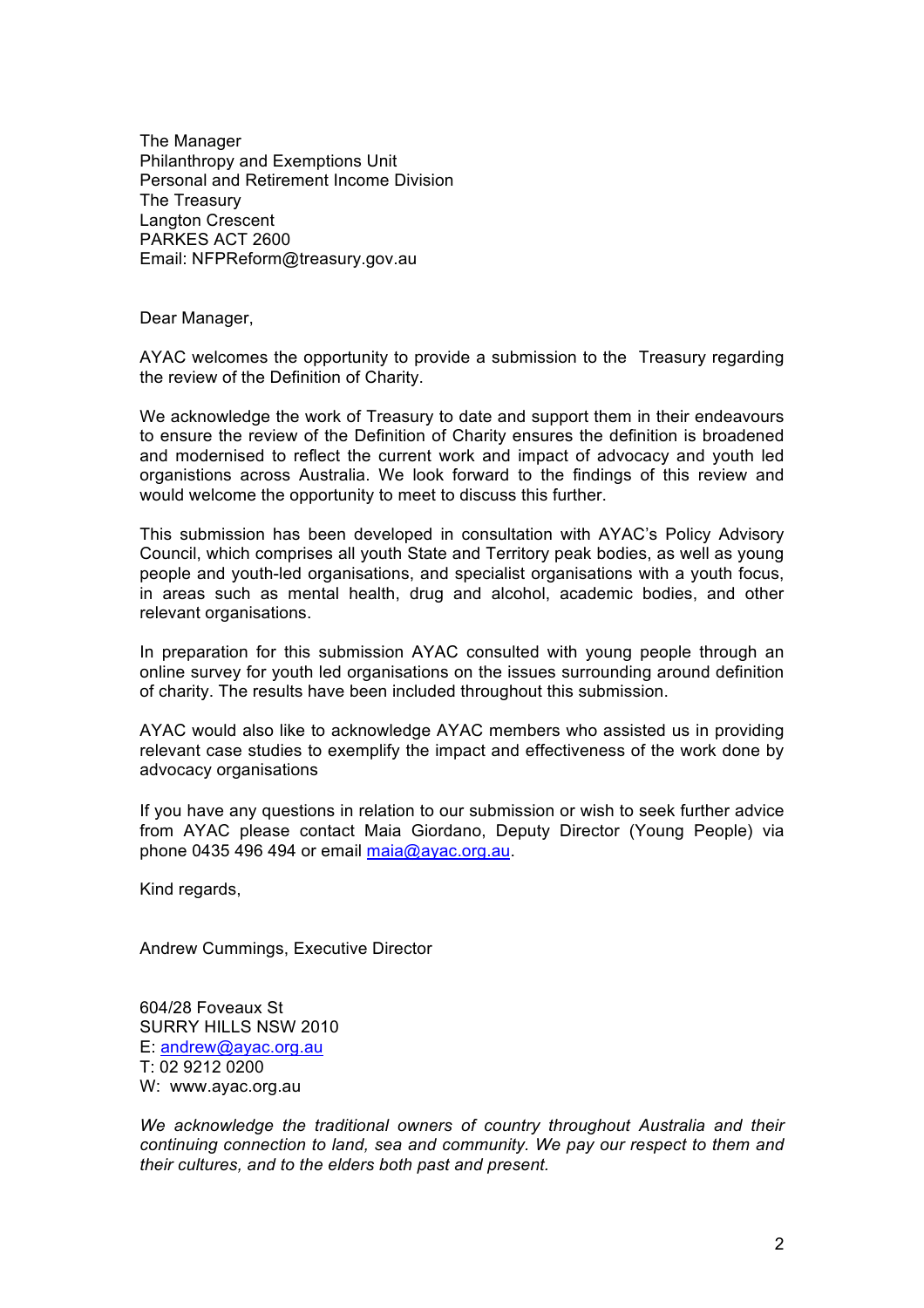The Manager
Philanthropy and Exemptions Unit
Personal and Retirement Income Division
The Treasury
Langton Crescent
PARKES ACT 2600
Email: NFPReform@treasury.gov.au

Dear Manager,

AYAC welcomes the opportunity to provide a submission to the Treasury regarding the review of the Definition of Charity.

We acknowledge the work of Treasury to date and support them in their endeavours to ensure the review of the Definition of Charity ensures the definition is broadened and modernised to reflect the current work and impact of advocacy and youth led organistions across Australia. We look forward to the findings of this review and would welcome the opportunity to meet to discuss this further.

This submission has been developed in consultation with AYAC's Policy Advisory Council, which comprises all youth State and Territory peak bodies, as well as young people and youth-led organisations, and specialist organisations with a youth focus, in areas such as mental health, drug and alcohol, academic bodies, and other relevant organisations.

In preparation for this submission AYAC consulted with young people through an online survey for youth led organisations on the issues surrounding around definition of charity. The results have been included throughout this submission.

AYAC would also like to acknowledge AYAC members who assisted us in providing relevant case studies to exemplify the impact and effectiveness of the work done by advocacy organisations

If you have any questions in relation to our submission or wish to seek further advice from AYAC please contact Maia Giordano, Deputy Director (Young People) via phone 0435 496 494 or email maia@ayac.org.au.

Kind regards,

Andrew Cummings, Executive Director

604/28 Foveaux St
SURRY HILLS NSW 2010
E: andrew@ayac.org.au
T: 02 9212 0200
W: www.ayac.org.au

*We acknowledge the traditional owners of country throughout Australia and their continuing connection to land, sea and community. We pay our respect to them and their cultures, and to the elders both past and present.*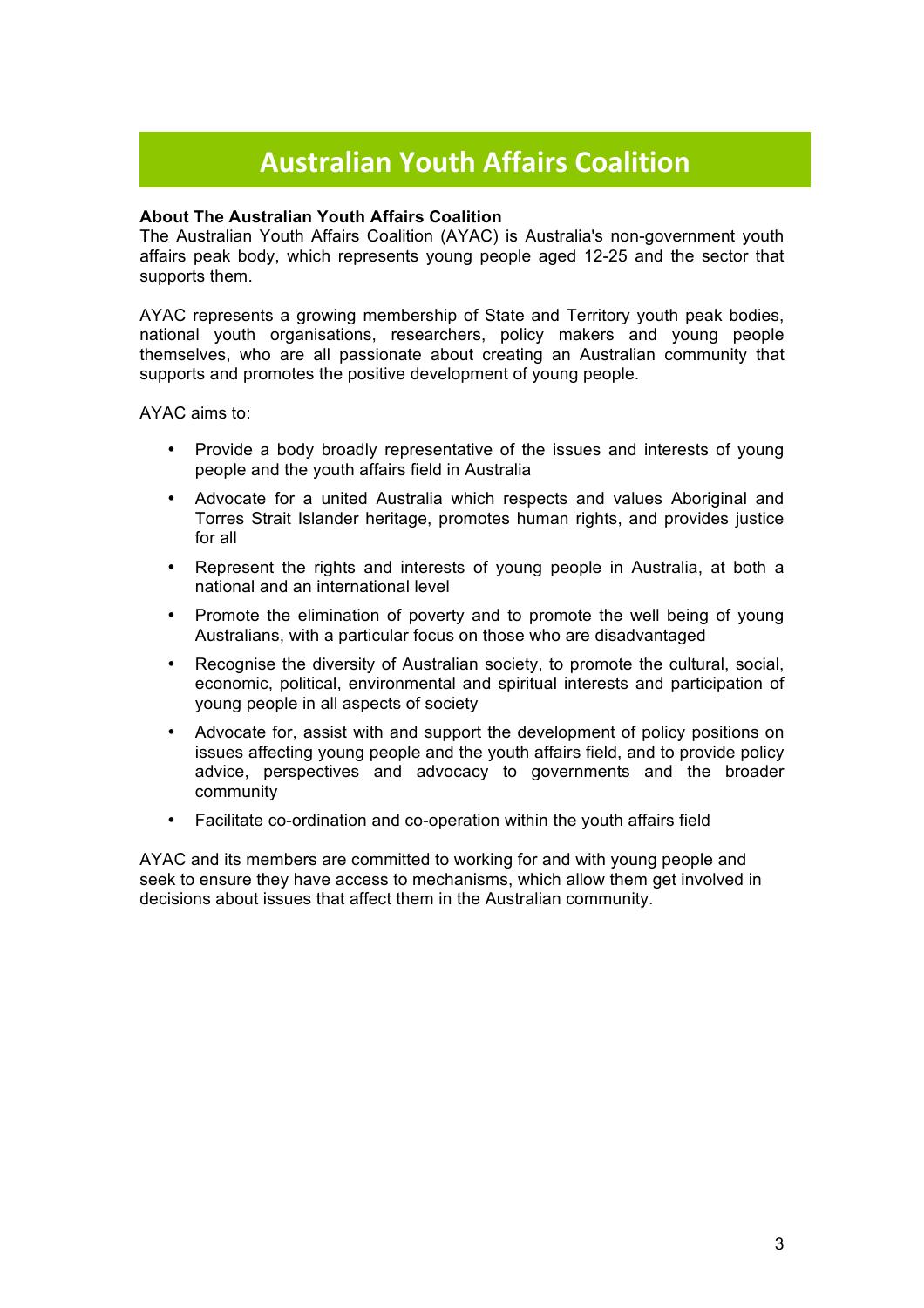# Australian Youth Affairs Coalition

**About The Australian Youth Affairs Coalition**
The Australian Youth Affairs Coalition (AYAC) is Australia's non-government youth affairs peak body, which represents young people aged 12-25 and the sector that supports them.

AYAC represents a growing membership of State and Territory youth peak bodies, national youth organisations, researchers, policy makers and young people themselves, who are all passionate about creating an Australian community that supports and promotes the positive development of young people.

AYAC aims to:

- Provide a body broadly representative of the issues and interests of young people and the youth affairs field in Australia
- Advocate for a united Australia which respects and values Aboriginal and Torres Strait Islander heritage, promotes human rights, and provides justice for all
- Represent the rights and interests of young people in Australia, at both a national and an international level
- Promote the elimination of poverty and to promote the well being of young Australians, with a particular focus on those who are disadvantaged
- Recognise the diversity of Australian society, to promote the cultural, social, economic, political, environmental and spiritual interests and participation of young people in all aspects of society
- Advocate for, assist with and support the development of policy positions on issues affecting young people and the youth affairs field, and to provide policy advice, perspectives and advocacy to governments and the broader community
- Facilitate co-ordination and co-operation within the youth affairs field

AYAC and its members are committed to working for and with young people and seek to ensure they have access to mechanisms, which allow them get involved in decisions about issues that affect them in the Australian community.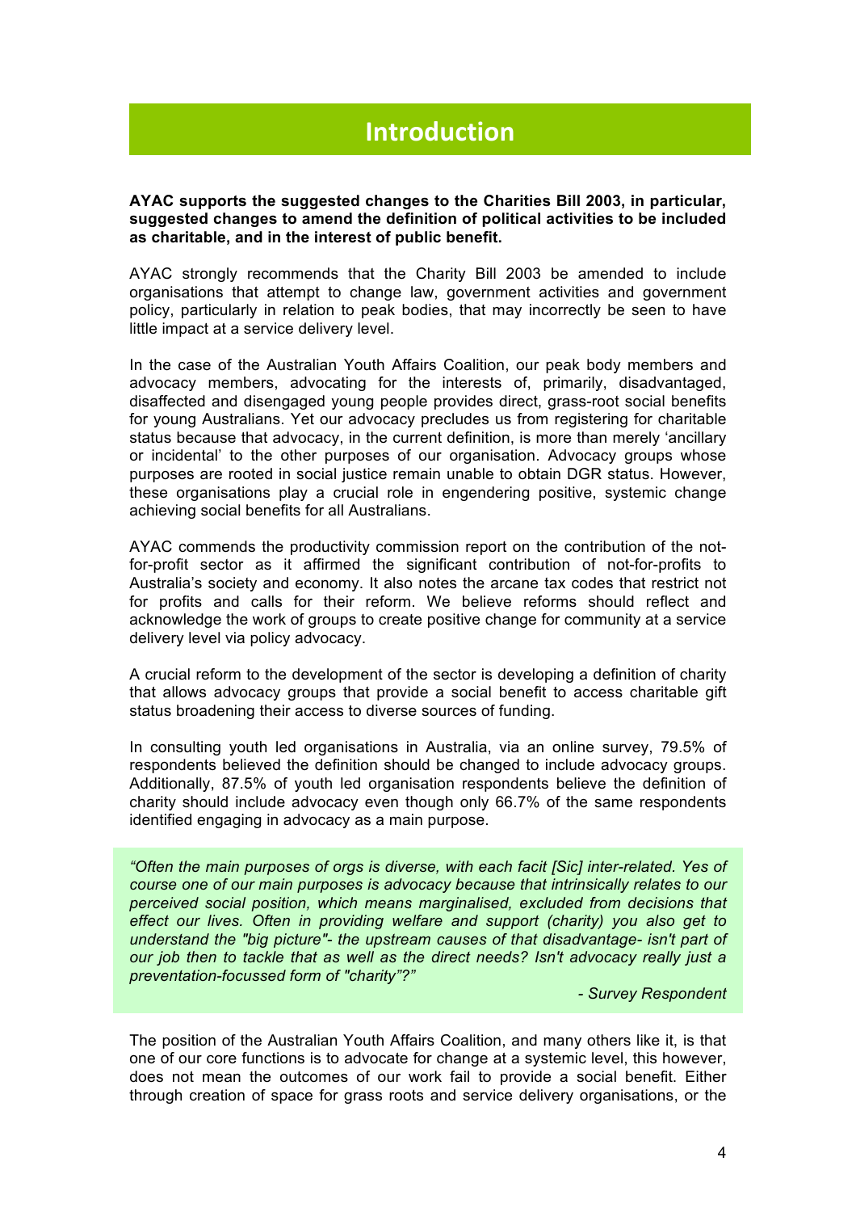# Introduction

**AYAC supports the suggested changes to the Charities Bill 2003, in particular, suggested changes to amend the definition of political activities to be included as charitable, and in the interest of public benefit.**

AYAC strongly recommends that the Charity Bill 2003 be amended to include organisations that attempt to change law, government activities and government policy, particularly in relation to peak bodies, that may incorrectly be seen to have little impact at a service delivery level.

In the case of the Australian Youth Affairs Coalition, our peak body members and advocacy members, advocating for the interests of, primarily, disadvantaged, disaffected and disengaged young people provides direct, grass-root social benefits for young Australians. Yet our advocacy precludes us from registering for charitable status because that advocacy, in the current definition, is more than merely 'ancillary or incidental' to the other purposes of our organisation. Advocacy groups whose purposes are rooted in social justice remain unable to obtain DGR status. However, these organisations play a crucial role in engendering positive, systemic change achieving social benefits for all Australians.

AYAC commends the productivity commission report on the contribution of the not-for-profit sector as it affirmed the significant contribution of not-for-profits to Australia's society and economy. It also notes the arcane tax codes that restrict not for profits and calls for their reform. We believe reforms should reflect and acknowledge the work of groups to create positive change for community at a service delivery level via policy advocacy.

A crucial reform to the development of the sector is developing a definition of charity that allows advocacy groups that provide a social benefit to access charitable gift status broadening their access to diverse sources of funding.

In consulting youth led organisations in Australia, via an online survey, 79.5% of respondents believed the definition should be changed to include advocacy groups. Additionally, 87.5% of youth led organisation respondents believe the definition of charity should include advocacy even though only 66.7% of the same respondents identified engaging in advocacy as a main purpose.

> *"Often the main purposes of orgs is diverse, with each facit [Sic] inter-related. Yes of course one of our main purposes is advocacy because that intrinsically relates to our perceived social position, which means marginalised, excluded from decisions that effect our lives. Often in providing welfare and support (charity) you also get to understand the "big picture"- the upstream causes of that disadvantage- isn't part of our job then to tackle that as well as the direct needs? Isn't advocacy really just a preventation-focussed form of "charity"?"*
>
> *- Survey Respondent*

The position of the Australian Youth Affairs Coalition, and many others like it, is that one of our core functions is to advocate for change at a systemic level, this however, does not mean the outcomes of our work fail to provide a social benefit. Either through creation of space for grass roots and service delivery organisations, or the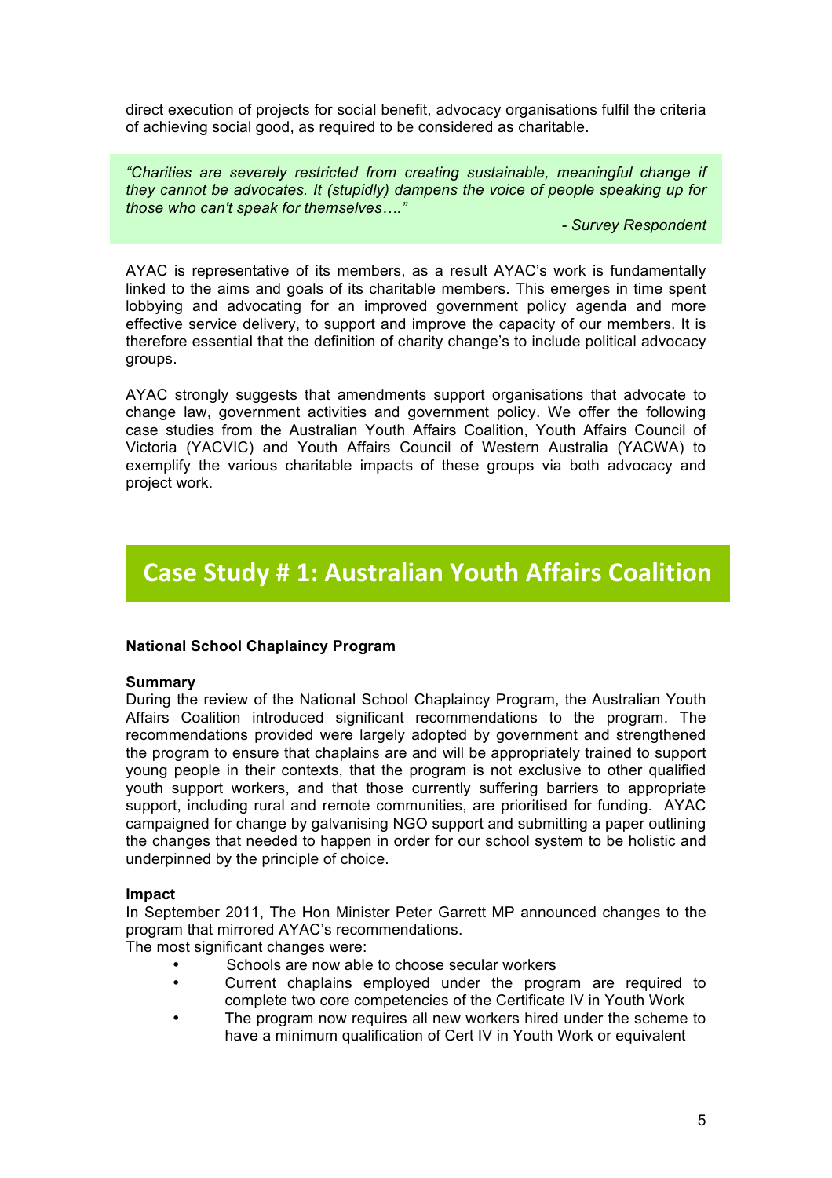direct execution of projects for social benefit, advocacy organisations fulfil the criteria of achieving social good, as required to be considered as charitable.

> *"Charities are severely restricted from creating sustainable, meaningful change if they cannot be advocates. It (stupidly) dampens the voice of people speaking up for those who can't speak for themselves…."*
>
> *- Survey Respondent*

AYAC is representative of its members, as a result AYAC's work is fundamentally linked to the aims and goals of its charitable members. This emerges in time spent lobbying and advocating for an improved government policy agenda and more effective service delivery, to support and improve the capacity of our members. It is therefore essential that the definition of charity change's to include political advocacy groups.

AYAC strongly suggests that amendments support organisations that advocate to change law, government activities and government policy. We offer the following case studies from the Australian Youth Affairs Coalition, Youth Affairs Council of Victoria (YACVIC) and Youth Affairs Council of Western Australia (YACWA) to exemplify the various charitable impacts of these groups via both advocacy and project work.

# Case Study # 1: Australian Youth Affairs Coalition

**National School Chaplaincy Program**

**Summary**

During the review of the National School Chaplaincy Program, the Australian Youth Affairs Coalition introduced significant recommendations to the program. The recommendations provided were largely adopted by government and strengthened the program to ensure that chaplains are and will be appropriately trained to support young people in their contexts, that the program is not exclusive to other qualified youth support workers, and that those currently suffering barriers to appropriate support, including rural and remote communities, are prioritised for funding. AYAC campaigned for change by galvanising NGO support and submitting a paper outlining the changes that needed to happen in order for our school system to be holistic and underpinned by the principle of choice.

**Impact**

In September 2011, The Hon Minister Peter Garrett MP announced changes to the program that mirrored AYAC's recommendations.

The most significant changes were:

- Schools are now able to choose secular workers
- Current chaplains employed under the program are required to complete two core competencies of the Certificate IV in Youth Work
- The program now requires all new workers hired under the scheme to have a minimum qualification of Cert IV in Youth Work or equivalent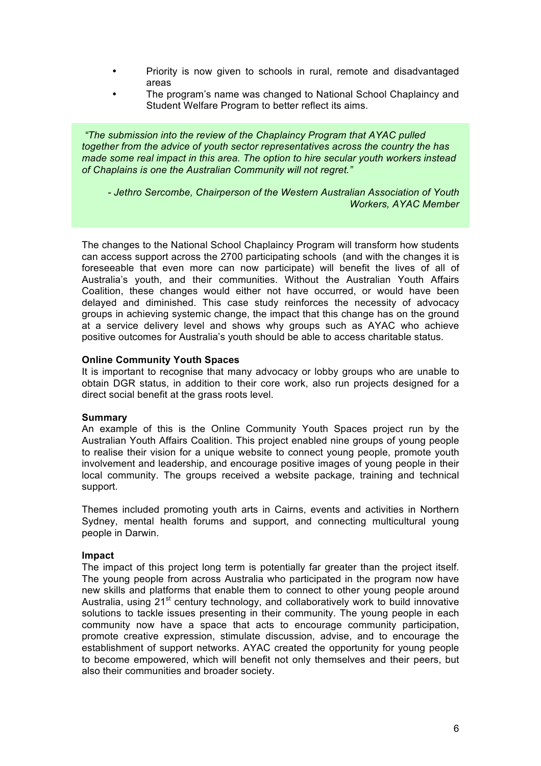- Priority is now given to schools in rural, remote and disadvantaged areas
- The program's name was changed to National School Chaplaincy and Student Welfare Program to better reflect its aims.

> *"The submission into the review of the Chaplaincy Program that AYAC pulled together from the advice of youth sector representatives across the country the has made some real impact in this area. The option to hire secular youth workers instead of Chaplains is one the Australian Community will not regret."*
>
> *- Jethro Sercombe, Chairperson of the Western Australian Association of Youth Workers, AYAC Member*

The changes to the National School Chaplaincy Program will transform how students can access support across the 2700 participating schools (and with the changes it is foreseeable that even more can now participate) will benefit the lives of all of Australia's youth, and their communities. Without the Australian Youth Affairs Coalition, these changes would either not have occurred, or would have been delayed and diminished. This case study reinforces the necessity of advocacy groups in achieving systemic change, the impact that this change has on the ground at a service delivery level and shows why groups such as AYAC who achieve positive outcomes for Australia's youth should be able to access charitable status.

**Online Community Youth Spaces**

It is important to recognise that many advocacy or lobby groups who are unable to obtain DGR status, in addition to their core work, also run projects designed for a direct social benefit at the grass roots level.

**Summary**

An example of this is the Online Community Youth Spaces project run by the Australian Youth Affairs Coalition. This project enabled nine groups of young people to realise their vision for a unique website to connect young people, promote youth involvement and leadership, and encourage positive images of young people in their local community. The groups received a website package, training and technical support.

Themes included promoting youth arts in Cairns, events and activities in Northern Sydney, mental health forums and support, and connecting multicultural young people in Darwin.

**Impact**

The impact of this project long term is potentially far greater than the project itself. The young people from across Australia who participated in the program now have new skills and platforms that enable them to connect to other young people around Australia, using 21st century technology, and collaboratively work to build innovative solutions to tackle issues presenting in their community. The young people in each community now have a space that acts to encourage community participation, promote creative expression, stimulate discussion, advise, and to encourage the establishment of support networks. AYAC created the opportunity for young people to become empowered, which will benefit not only themselves and their peers, but also their communities and broader society.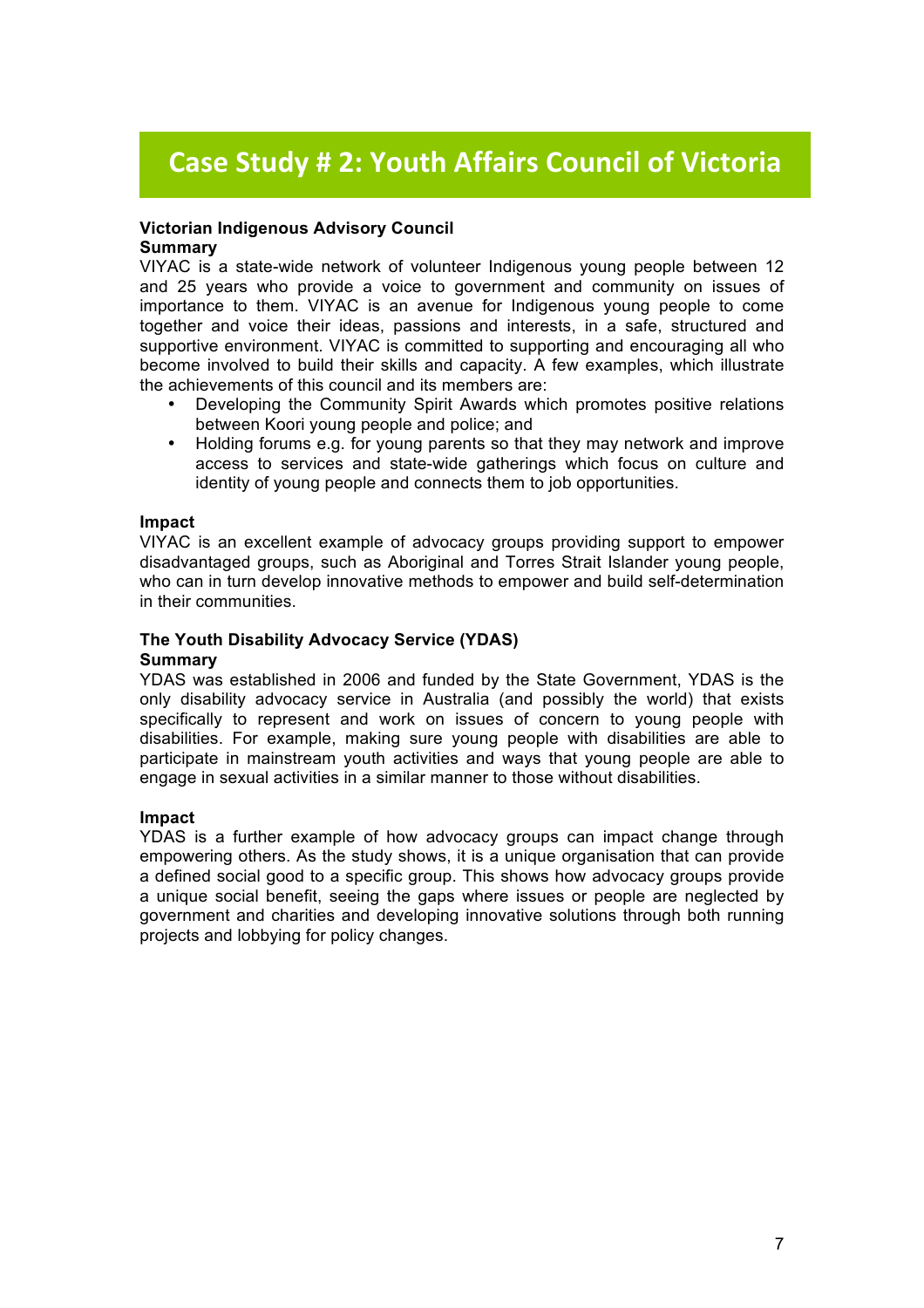# Case Study # 2: Youth Affairs Council of Victoria

**Victorian Indigenous Advisory Council**

**Summary**

VIYAC is a state-wide network of volunteer Indigenous young people between 12 and 25 years who provide a voice to government and community on issues of importance to them. VIYAC is an avenue for Indigenous young people to come together and voice their ideas, passions and interests, in a safe, structured and supportive environment. VIYAC is committed to supporting and encouraging all who become involved to build their skills and capacity. A few examples, which illustrate the achievements of this council and its members are:

- Developing the Community Spirit Awards which promotes positive relations between Koori young people and police; and
- Holding forums e.g. for young parents so that they may network and improve access to services and state-wide gatherings which focus on culture and identity of young people and connects them to job opportunities.

**Impact**

VIYAC is an excellent example of advocacy groups providing support to empower disadvantaged groups, such as Aboriginal and Torres Strait Islander young people, who can in turn develop innovative methods to empower and build self-determination in their communities.

**The Youth Disability Advocacy Service (YDAS)**

**Summary**

YDAS was established in 2006 and funded by the State Government, YDAS is the only disability advocacy service in Australia (and possibly the world) that exists specifically to represent and work on issues of concern to young people with disabilities. For example, making sure young people with disabilities are able to participate in mainstream youth activities and ways that young people are able to engage in sexual activities in a similar manner to those without disabilities.

**Impact**

YDAS is a further example of how advocacy groups can impact change through empowering others. As the study shows, it is a unique organisation that can provide a defined social good to a specific group. This shows how advocacy groups provide a unique social benefit, seeing the gaps where issues or people are neglected by government and charities and developing innovative solutions through both running projects and lobbying for policy changes.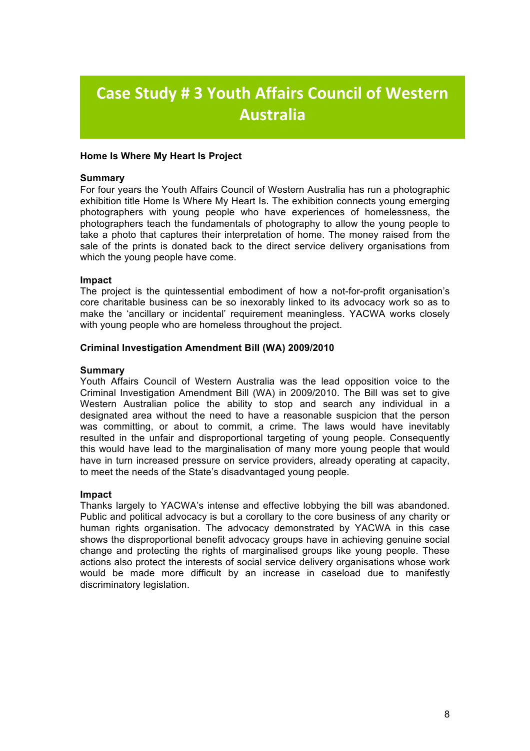# Case Study # 3 Youth Affairs Council of Western Australia

**Home Is Where My Heart Is Project**

**Summary**

For four years the Youth Affairs Council of Western Australia has run a photographic exhibition title Home Is Where My Heart Is. The exhibition connects young emerging photographers with young people who have experiences of homelessness, the photographers teach the fundamentals of photography to allow the young people to take a photo that captures their interpretation of home. The money raised from the sale of the prints is donated back to the direct service delivery organisations from which the young people have come.

**Impact**

The project is the quintessential embodiment of how a not-for-profit organisation's core charitable business can be so inexorably linked to its advocacy work so as to make the 'ancillary or incidental' requirement meaningless. YACWA works closely with young people who are homeless throughout the project.

**Criminal Investigation Amendment Bill (WA) 2009/2010**

**Summary**

Youth Affairs Council of Western Australia was the lead opposition voice to the Criminal Investigation Amendment Bill (WA) in 2009/2010. The Bill was set to give Western Australian police the ability to stop and search any individual in a designated area without the need to have a reasonable suspicion that the person was committing, or about to commit, a crime. The laws would have inevitably resulted in the unfair and disproportional targeting of young people. Consequently this would have lead to the marginalisation of many more young people that would have in turn increased pressure on service providers, already operating at capacity, to meet the needs of the State's disadvantaged young people.

**Impact**

Thanks largely to YACWA's intense and effective lobbying the bill was abandoned. Public and political advocacy is but a corollary to the core business of any charity or human rights organisation. The advocacy demonstrated by YACWA in this case shows the disproportional benefit advocacy groups have in achieving genuine social change and protecting the rights of marginalised groups like young people. These actions also protect the interests of social service delivery organisations whose work would be made more difficult by an increase in caseload due to manifestly discriminatory legislation.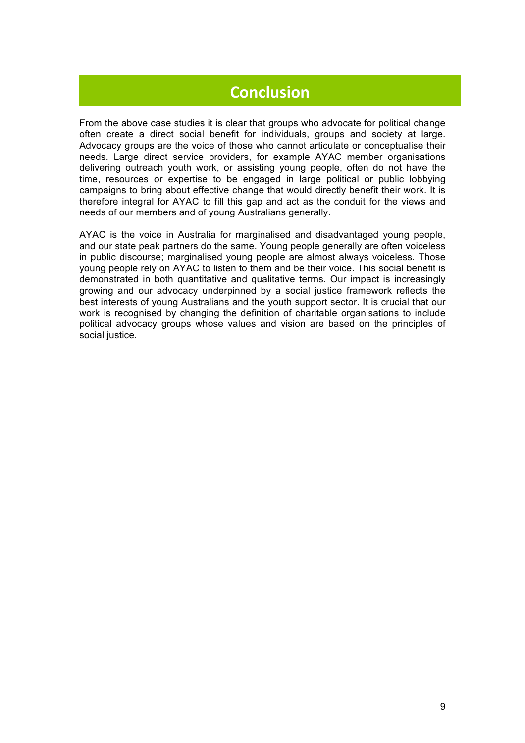# Conclusion

From the above case studies it is clear that groups who advocate for political change often create a direct social benefit for individuals, groups and society at large. Advocacy groups are the voice of those who cannot articulate or conceptualise their needs. Large direct service providers, for example AYAC member organisations delivering outreach youth work, or assisting young people, often do not have the time, resources or expertise to be engaged in large political or public lobbying campaigns to bring about effective change that would directly benefit their work. It is therefore integral for AYAC to fill this gap and act as the conduit for the views and needs of our members and of young Australians generally.

AYAC is the voice in Australia for marginalised and disadvantaged young people, and our state peak partners do the same. Young people generally are often voiceless in public discourse; marginalised young people are almost always voiceless. Those young people rely on AYAC to listen to them and be their voice. This social benefit is demonstrated in both quantitative and qualitative terms. Our impact is increasingly growing and our advocacy underpinned by a social justice framework reflects the best interests of young Australians and the youth support sector. It is crucial that our work is recognised by changing the definition of charitable organisations to include political advocacy groups whose values and vision are based on the principles of social justice.